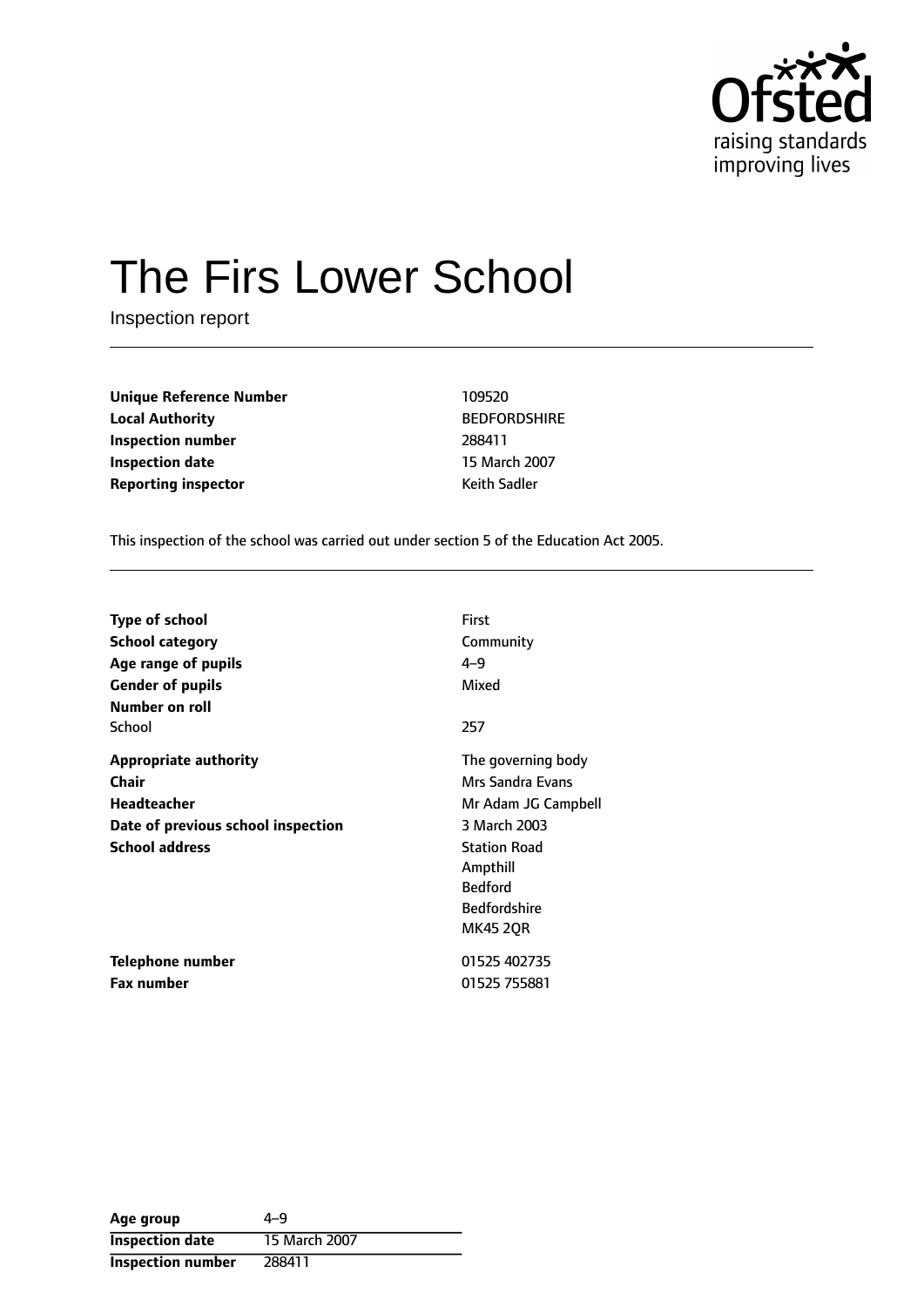# The Firs Lower School

Inspection report

| | |
|---|---|
| **Unique Reference Number** | 109520 |
| **Local Authority** | BEDFORDSHIRE |
| **Inspection number** | 288411 |
| **Inspection date** | 15 March 2007 |
| **Reporting inspector** | Keith Sadler |

This inspection of the school was carried out under section 5 of the Education Act 2005.

| | |
|---|---|
| **Type of school** | First |
| **School category** | Community |
| **Age range of pupils** | 4–9 |
| **Gender of pupils** | Mixed |
| **Number on roll** | |
| School | 257 |
| **Appropriate authority** | The governing body |
| **Chair** | Mrs Sandra Evans |
| **Headteacher** | Mr Adam JG Campbell |
| **Date of previous school inspection** | 3 March 2003 |
| **School address** | Station Road<br>Ampthill<br>Bedford<br>Bedfordshire<br>MK45 2QR |
| **Telephone number** | 01525 402735 |
| **Fax number** | 01525 755881 |

| | |
|---|---|
| **Age group** | 4–9 |
| **Inspection date** | 15 March 2007 |
| **Inspection number** | 288411 |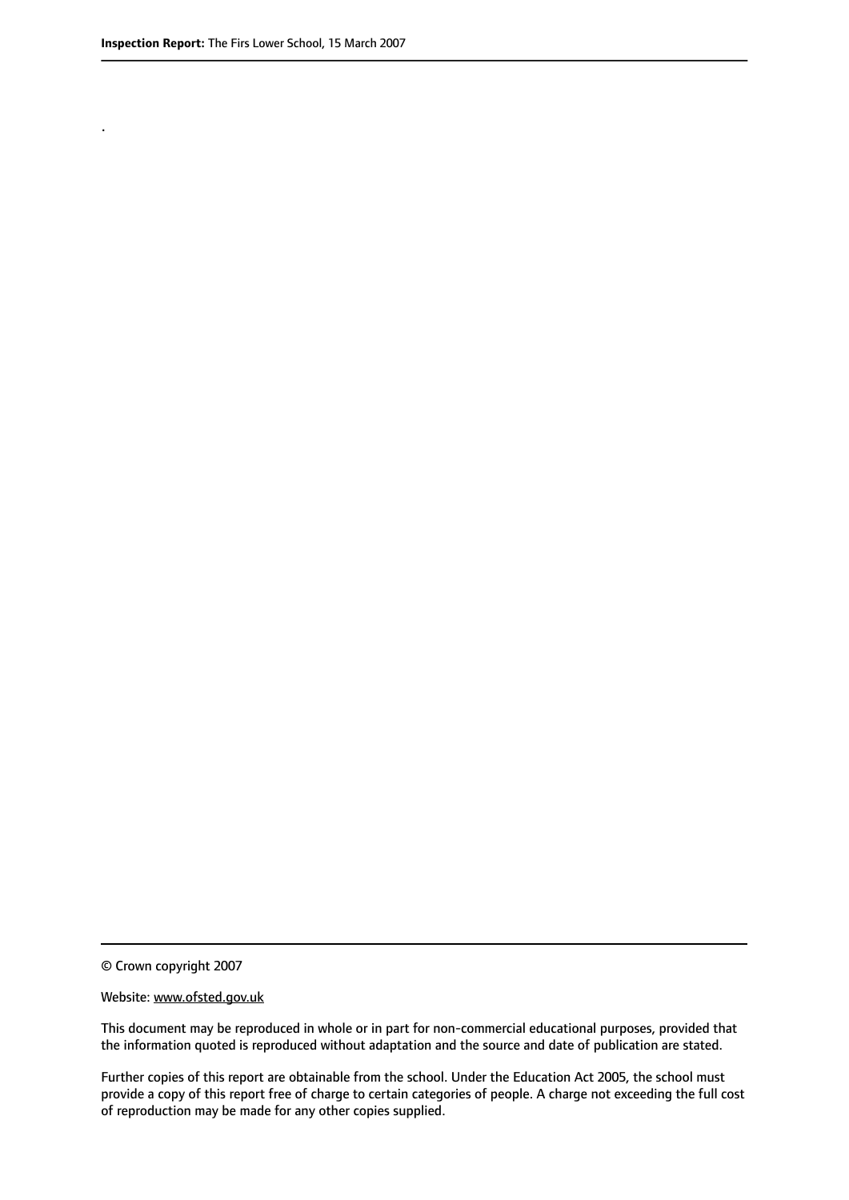.

© Crown copyright 2007

Website: www.ofsted.gov.uk

This document may be reproduced in whole or in part for non-commercial educational purposes, provided that the information quoted is reproduced without adaptation and the source and date of publication are stated.

Further copies of this report are obtainable from the school. Under the Education Act 2005, the school must provide a copy of this report free of charge to certain categories of people. A charge not exceeding the full cost of reproduction may be made for any other copies supplied.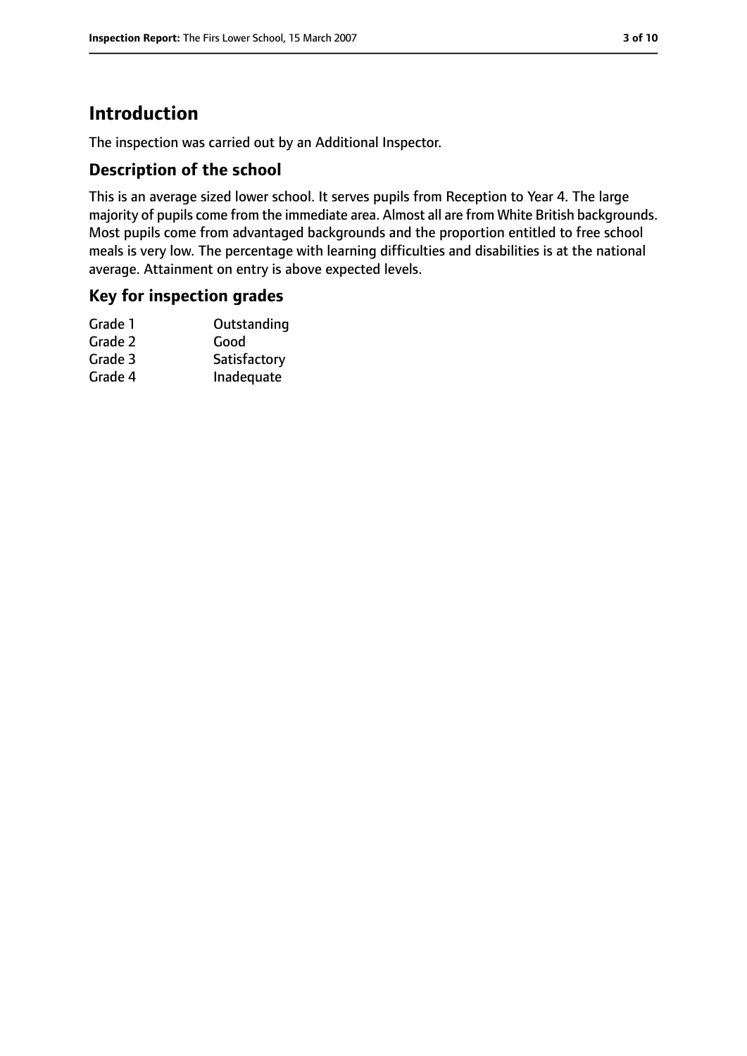# Introduction

The inspection was carried out by an Additional Inspector.

## Description of the school

This is an average sized lower school. It serves pupils from Reception to Year 4. The large majority of pupils come from the immediate area. Almost all are from White British backgrounds. Most pupils come from advantaged backgrounds and the proportion entitled to free school meals is very low. The percentage with learning difficulties and disabilities is at the national average. Attainment on entry is above expected levels.

## Key for inspection grades

| | |
|---|---|
| Grade 1 | Outstanding |
| Grade 2 | Good |
| Grade 3 | Satisfactory |
| Grade 4 | Inadequate |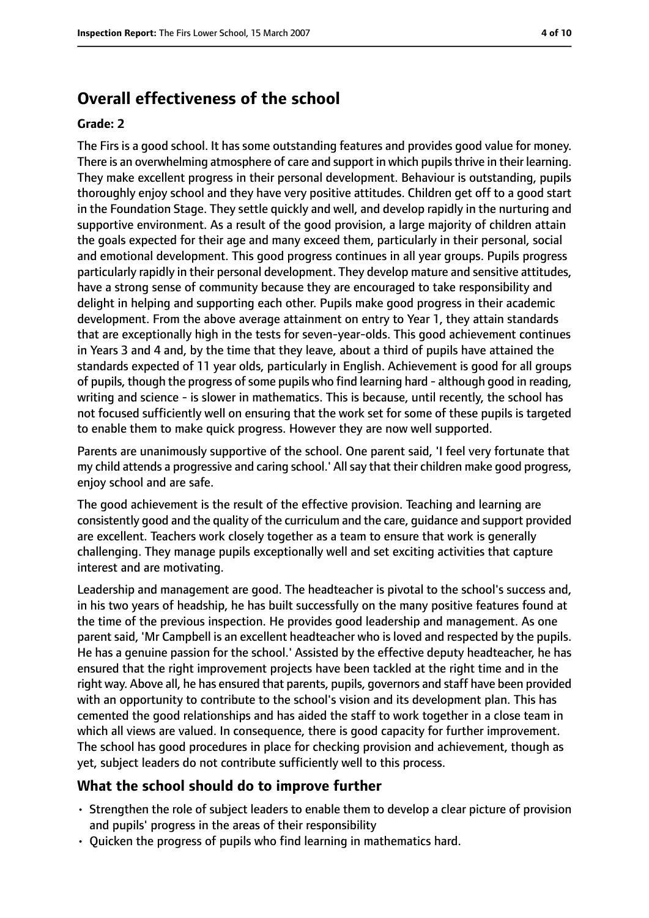# Overall effectiveness of the school

**Grade: 2**

The Firs is a good school. It has some outstanding features and provides good value for money. There is an overwhelming atmosphere of care and support in which pupils thrive in their learning. They make excellent progress in their personal development. Behaviour is outstanding, pupils thoroughly enjoy school and they have very positive attitudes. Children get off to a good start in the Foundation Stage. They settle quickly and well, and develop rapidly in the nurturing and supportive environment. As a result of the good provision, a large majority of children attain the goals expected for their age and many exceed them, particularly in their personal, social and emotional development. This good progress continues in all year groups. Pupils progress particularly rapidly in their personal development. They develop mature and sensitive attitudes, have a strong sense of community because they are encouraged to take responsibility and delight in helping and supporting each other. Pupils make good progress in their academic development. From the above average attainment on entry to Year 1, they attain standards that are exceptionally high in the tests for seven-year-olds. This good achievement continues in Years 3 and 4 and, by the time that they leave, about a third of pupils have attained the standards expected of 11 year olds, particularly in English. Achievement is good for all groups of pupils, though the progress of some pupils who find learning hard - although good in reading, writing and science - is slower in mathematics. This is because, until recently, the school has not focused sufficiently well on ensuring that the work set for some of these pupils is targeted to enable them to make quick progress. However they are now well supported.

Parents are unanimously supportive of the school. One parent said, 'I feel very fortunate that my child attends a progressive and caring school.' All say that their children make good progress, enjoy school and are safe.

The good achievement is the result of the effective provision. Teaching and learning are consistently good and the quality of the curriculum and the care, guidance and support provided are excellent. Teachers work closely together as a team to ensure that work is generally challenging. They manage pupils exceptionally well and set exciting activities that capture interest and are motivating.

Leadership and management are good. The headteacher is pivotal to the school's success and, in his two years of headship, he has built successfully on the many positive features found at the time of the previous inspection. He provides good leadership and management. As one parent said, 'Mr Campbell is an excellent headteacher who is loved and respected by the pupils. He has a genuine passion for the school.' Assisted by the effective deputy headteacher, he has ensured that the right improvement projects have been tackled at the right time and in the right way. Above all, he has ensured that parents, pupils, governors and staff have been provided with an opportunity to contribute to the school's vision and its development plan. This has cemented the good relationships and has aided the staff to work together in a close team in which all views are valued. In consequence, there is good capacity for further improvement. The school has good procedures in place for checking provision and achievement, though as yet, subject leaders do not contribute sufficiently well to this process.

## What the school should do to improve further

- Strengthen the role of subject leaders to enable them to develop a clear picture of provision and pupils' progress in the areas of their responsibility
- Quicken the progress of pupils who find learning in mathematics hard.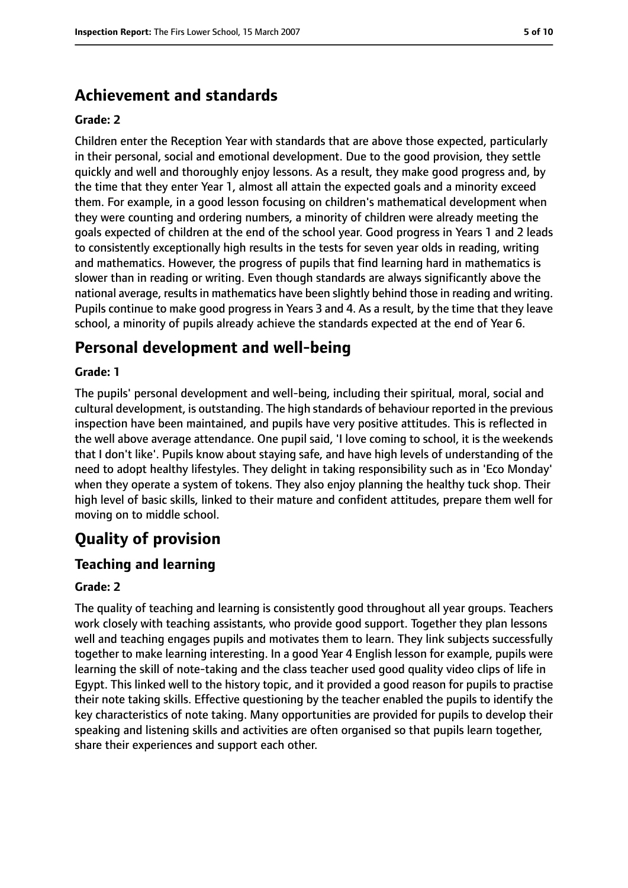## Achievement and standards

**Grade: 2**

Children enter the Reception Year with standards that are above those expected, particularly in their personal, social and emotional development. Due to the good provision, they settle quickly and well and thoroughly enjoy lessons. As a result, they make good progress and, by the time that they enter Year 1, almost all attain the expected goals and a minority exceed them. For example, in a good lesson focusing on children's mathematical development when they were counting and ordering numbers, a minority of children were already meeting the goals expected of children at the end of the school year. Good progress in Years 1 and 2 leads to consistently exceptionally high results in the tests for seven year olds in reading, writing and mathematics. However, the progress of pupils that find learning hard in mathematics is slower than in reading or writing. Even though standards are always significantly above the national average, results in mathematics have been slightly behind those in reading and writing. Pupils continue to make good progress in Years 3 and 4. As a result, by the time that they leave school, a minority of pupils already achieve the standards expected at the end of Year 6.

## Personal development and well-being

**Grade: 1**

The pupils' personal development and well-being, including their spiritual, moral, social and cultural development, is outstanding. The high standards of behaviour reported in the previous inspection have been maintained, and pupils have very positive attitudes. This is reflected in the well above average attendance. One pupil said, 'I love coming to school, it is the weekends that I don't like'. Pupils know about staying safe, and have high levels of understanding of the need to adopt healthy lifestyles. They delight in taking responsibility such as in 'Eco Monday' when they operate a system of tokens. They also enjoy planning the healthy tuck shop. Their high level of basic skills, linked to their mature and confident attitudes, prepare them well for moving on to middle school.

## Quality of provision

### Teaching and learning

**Grade: 2**

The quality of teaching and learning is consistently good throughout all year groups. Teachers work closely with teaching assistants, who provide good support. Together they plan lessons well and teaching engages pupils and motivates them to learn. They link subjects successfully together to make learning interesting. In a good Year 4 English lesson for example, pupils were learning the skill of note-taking and the class teacher used good quality video clips of life in Egypt. This linked well to the history topic, and it provided a good reason for pupils to practise their note taking skills. Effective questioning by the teacher enabled the pupils to identify the key characteristics of note taking. Many opportunities are provided for pupils to develop their speaking and listening skills and activities are often organised so that pupils learn together, share their experiences and support each other.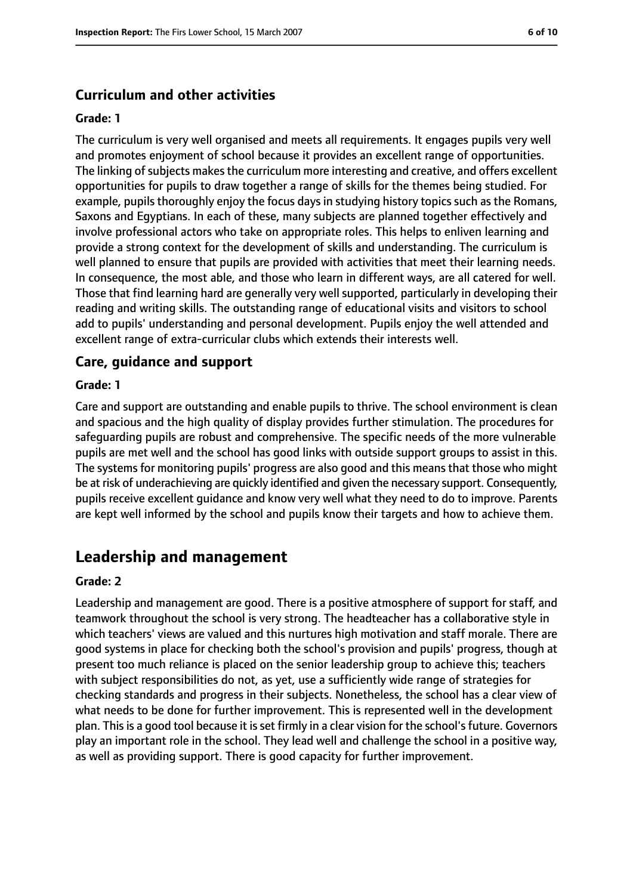### Curriculum and other activities

**Grade: 1**

The curriculum is very well organised and meets all requirements. It engages pupils very well and promotes enjoyment of school because it provides an excellent range of opportunities. The linking of subjects makes the curriculum more interesting and creative, and offers excellent opportunities for pupils to draw together a range of skills for the themes being studied. For example, pupils thoroughly enjoy the focus days in studying history topics such as the Romans, Saxons and Egyptians. In each of these, many subjects are planned together effectively and involve professional actors who take on appropriate roles. This helps to enliven learning and provide a strong context for the development of skills and understanding. The curriculum is well planned to ensure that pupils are provided with activities that meet their learning needs. In consequence, the most able, and those who learn in different ways, are all catered for well. Those that find learning hard are generally very well supported, particularly in developing their reading and writing skills. The outstanding range of educational visits and visitors to school add to pupils' understanding and personal development. Pupils enjoy the well attended and excellent range of extra-curricular clubs which extends their interests well.

### Care, guidance and support

**Grade: 1**

Care and support are outstanding and enable pupils to thrive. The school environment is clean and spacious and the high quality of display provides further stimulation. The procedures for safeguarding pupils are robust and comprehensive. The specific needs of the more vulnerable pupils are met well and the school has good links with outside support groups to assist in this. The systems for monitoring pupils' progress are also good and this means that those who might be at risk of underachieving are quickly identified and given the necessary support. Consequently, pupils receive excellent guidance and know very well what they need to do to improve. Parents are kept well informed by the school and pupils know their targets and how to achieve them.

## Leadership and management

**Grade: 2**

Leadership and management are good. There is a positive atmosphere of support for staff, and teamwork throughout the school is very strong. The headteacher has a collaborative style in which teachers' views are valued and this nurtures high motivation and staff morale. There are good systems in place for checking both the school's provision and pupils' progress, though at present too much reliance is placed on the senior leadership group to achieve this; teachers with subject responsibilities do not, as yet, use a sufficiently wide range of strategies for checking standards and progress in their subjects. Nonetheless, the school has a clear view of what needs to be done for further improvement. This is represented well in the development plan. This is a good tool because it is set firmly in a clear vision for the school's future. Governors play an important role in the school. They lead well and challenge the school in a positive way, as well as providing support. There is good capacity for further improvement.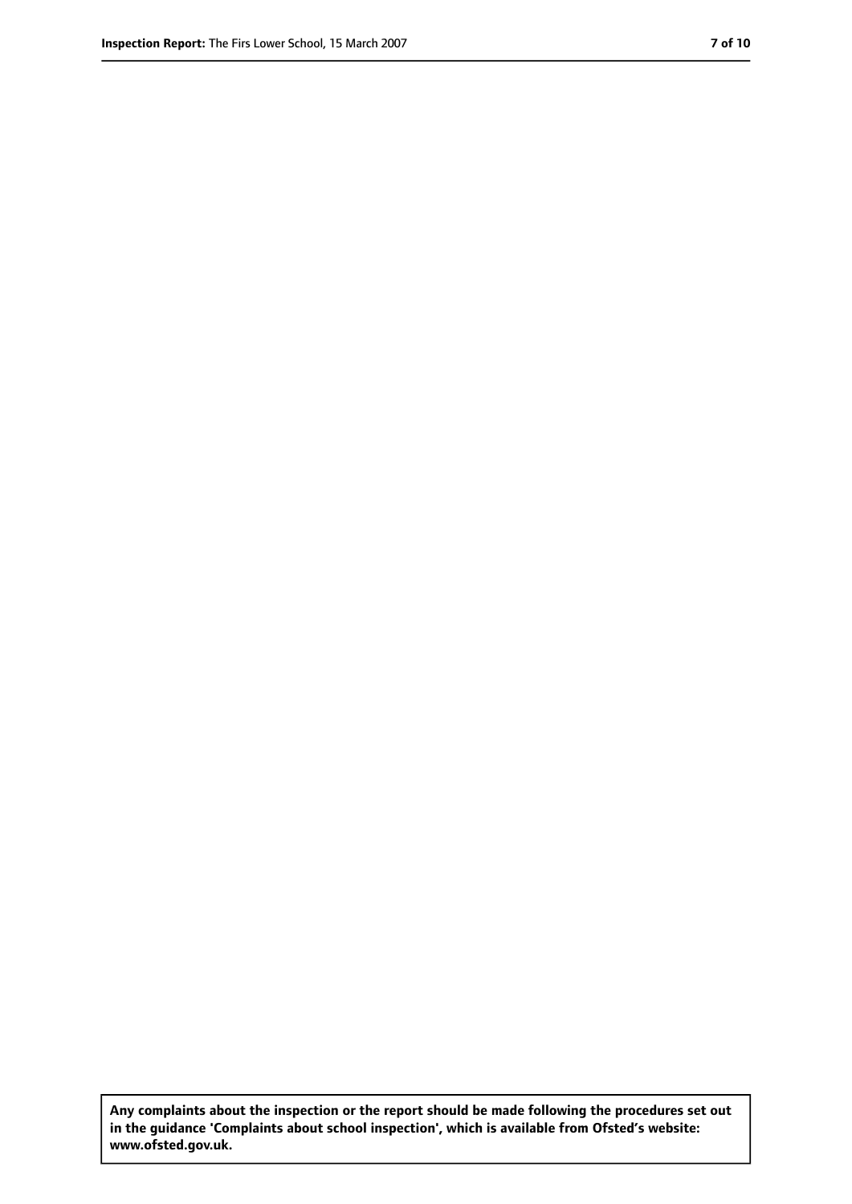Any complaints about the inspection or the report should be made following the procedures set out in the guidance 'Complaints about school inspection', which is available from Ofsted's website: www.ofsted.gov.uk.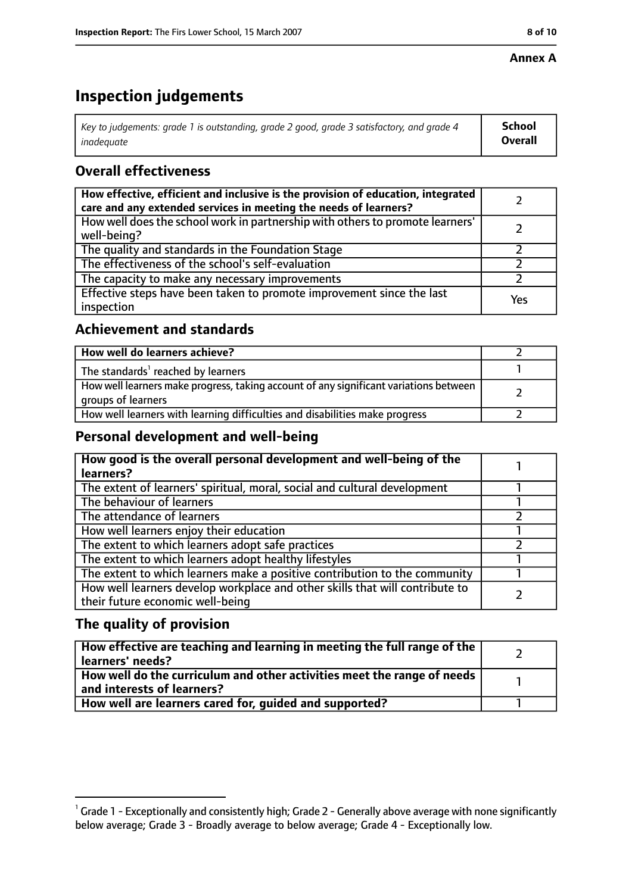**Annex A**

# Inspection judgements

| *Key to judgements: grade 1 is outstanding, grade 2 good, grade 3 satisfactory, and grade 4 inadequate* | **School Overall** |
|---|---|

## Overall effectiveness

| | |
|---|---|
| **How effective, efficient and inclusive is the provision of education, integrated care and any extended services in meeting the needs of learners?** | 2 |
| How well does the school work in partnership with others to promote learners' well-being? | 2 |
| The quality and standards in the Foundation Stage | 2 |
| The effectiveness of the school's self-evaluation | 2 |
| The capacity to make any necessary improvements | 2 |
| Effective steps have been taken to promote improvement since the last inspection | Yes |

## Achievement and standards

| | |
|---|---|
| **How well do learners achieve?** | 2 |
| The standards[1] reached by learners | 1 |
| How well learners make progress, taking account of any significant variations between groups of learners | 2 |
| How well learners with learning difficulties and disabilities make progress | 2 |

## Personal development and well-being

| | |
|---|---|
| **How good is the overall personal development and well-being of the learners?** | 1 |
| The extent of learners' spiritual, moral, social and cultural development | 1 |
| The behaviour of learners | 1 |
| The attendance of learners | 2 |
| How well learners enjoy their education | 1 |
| The extent to which learners adopt safe practices | 2 |
| The extent to which learners adopt healthy lifestyles | 1 |
| The extent to which learners make a positive contribution to the community | 1 |
| How well learners develop workplace and other skills that will contribute to their future economic well-being | 2 |

## The quality of provision

| | |
|---|---|
| **How effective are teaching and learning in meeting the full range of the learners' needs?** | 2 |
| **How well do the curriculum and other activities meet the range of needs and interests of learners?** | 1 |
| **How well are learners cared for, guided and supported?** | 1 |

[1] Grade 1 - Exceptionally and consistently high; Grade 2 - Generally above average with none significantly below average; Grade 3 - Broadly average to below average; Grade 4 - Exceptionally low.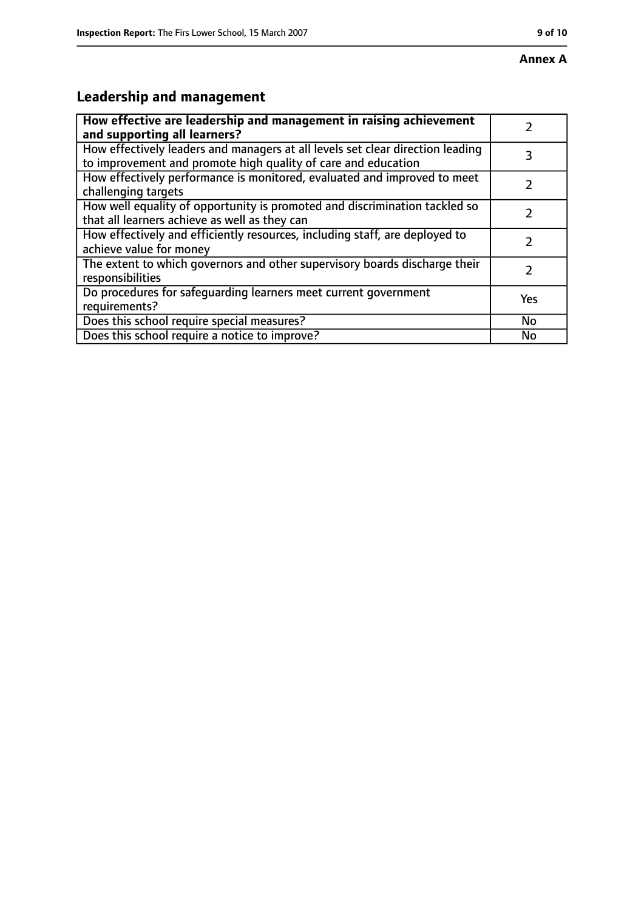**Annex A**

## Leadership and management

| How effective are leadership and management in raising achievement and supporting all learners? | 2 |
|---|---|
| How effectively leaders and managers at all levels set clear direction leading to improvement and promote high quality of care and education | 3 |
| How effectively performance is monitored, evaluated and improved to meet challenging targets | 2 |
| How well equality of opportunity is promoted and discrimination tackled so that all learners achieve as well as they can | 2 |
| How effectively and efficiently resources, including staff, are deployed to achieve value for money | 2 |
| The extent to which governors and other supervisory boards discharge their responsibilities | 2 |
| Do procedures for safeguarding learners meet current government requirements? | Yes |
| Does this school require special measures? | No |
| Does this school require a notice to improve? | No |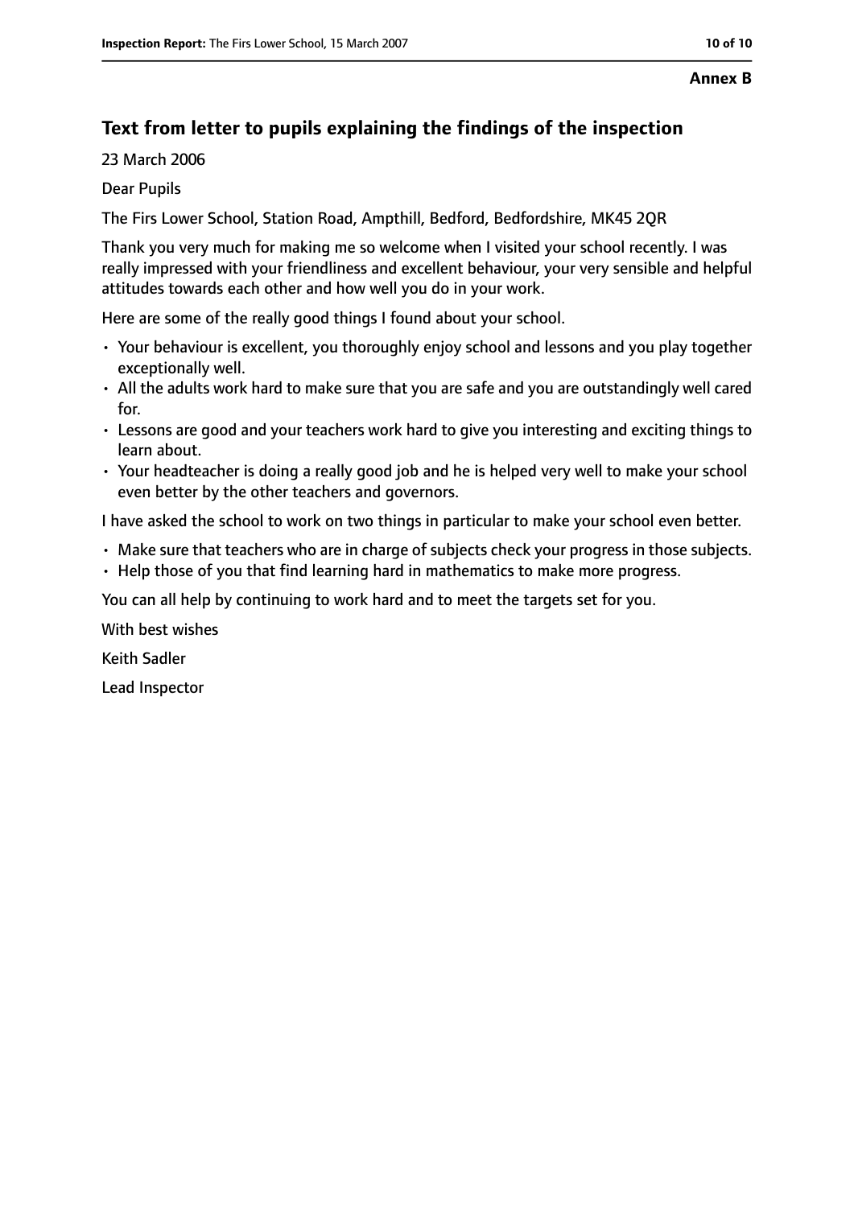**Annex B**

## Text from letter to pupils explaining the findings of the inspection

23 March 2006

Dear Pupils

The Firs Lower School, Station Road, Ampthill, Bedford, Bedfordshire, MK45 2QR

Thank you very much for making me so welcome when I visited your school recently. I was really impressed with your friendliness and excellent behaviour, your very sensible and helpful attitudes towards each other and how well you do in your work.

Here are some of the really good things I found about your school.

- Your behaviour is excellent, you thoroughly enjoy school and lessons and you play together exceptionally well.
- All the adults work hard to make sure that you are safe and you are outstandingly well cared for.
- Lessons are good and your teachers work hard to give you interesting and exciting things to learn about.
- Your headteacher is doing a really good job and he is helped very well to make your school even better by the other teachers and governors.

I have asked the school to work on two things in particular to make your school even better.

- Make sure that teachers who are in charge of subjects check your progress in those subjects.
- Help those of you that find learning hard in mathematics to make more progress.

You can all help by continuing to work hard and to meet the targets set for you.

With best wishes

Keith Sadler

Lead Inspector